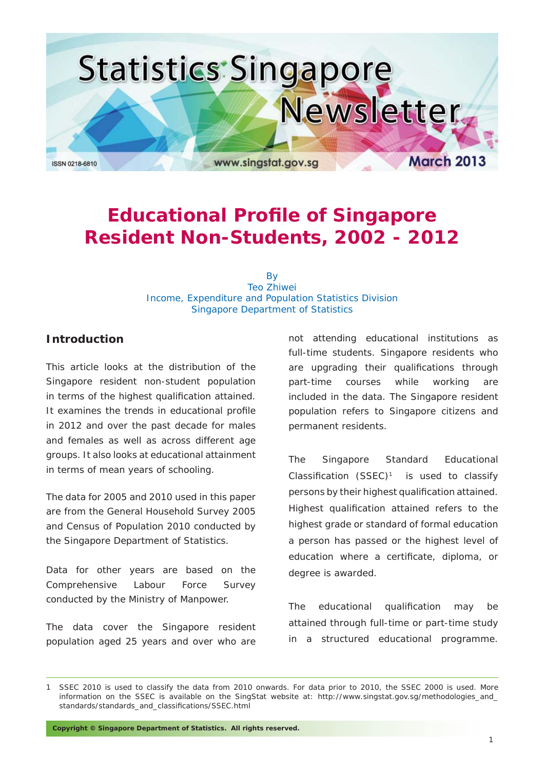Statistics Singapore Newsletter

ISSN 0218-6810 www.singstat.gov.sg March 2013

# Educational Profile of Singapore Resident Non-Students, 2002 - 2012

By
Teo Zhiwei
Income, Expenditure and Population Statistics Division
Singapore Department of Statistics

## Introduction

This article looks at the distribution of the Singapore resident non-student population in terms of the highest qualification attained. It examines the trends in educational profile in 2012 and over the past decade for males and females as well as across different age groups. It also looks at educational attainment in terms of mean years of schooling.

The data for 2005 and 2010 used in this paper are from the General Household Survey 2005 and Census of Population 2010 conducted by the Singapore Department of Statistics.

Data for other years are based on the Comprehensive Labour Force Survey conducted by the Ministry of Manpower.

The data cover the Singapore resident population aged 25 years and over who are not attending educational institutions as full-time students. Singapore residents who are upgrading their qualifications through part-time courses while working are included in the data. The Singapore resident population refers to Singapore citizens and permanent residents.

The Singapore Standard Educational Classification (SSEC)[1] is used to classify persons by their highest qualification attained. Highest qualification attained refers to the highest grade or standard of formal education a person has passed or the highest level of education where a certificate, diploma, or degree is awarded.

The educational qualification may be attained through full-time or part-time study in a structured educational programme.

1 SSEC 2010 is used to classify the data from 2010 onwards. For data prior to 2010, the SSEC 2000 is used. More information on the SSEC is available on the SingStat website at: http://www.singstat.gov.sg/methodologies_and_standards/standards_and_classifications/SSEC.html

Copyright © Singapore Department of Statistics. All rights reserved.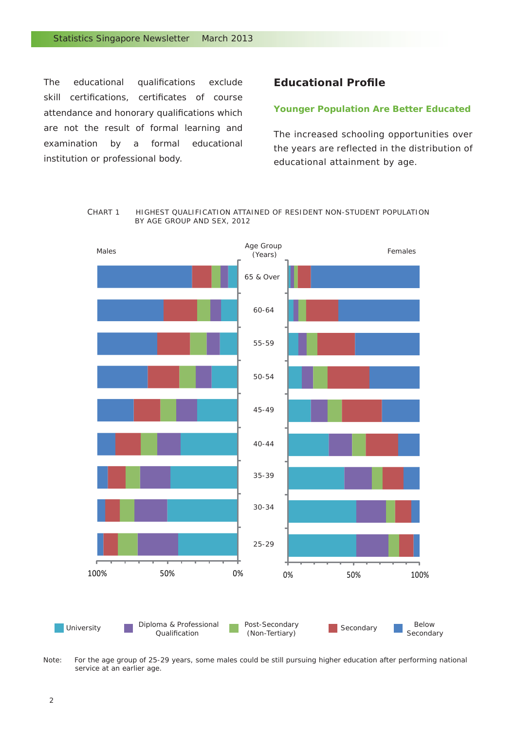The educational qualifications exclude skill certifications, certificates of course attendance and honorary qualifications which are not the result of formal learning and examination by a formal educational institution or professional body.

## Educational Profile

### Younger Population Are Better Educated

The increased schooling opportunities over the years are reflected in the distribution of educational attainment by age.

CHART 1 HIGHEST QUALIFICATION ATTAINED OF RESIDENT NON-STUDENT POPULATION BY AGE GROUP AND SEX, 2012

Males | Age Group (Years) | Females

65 & Over
60-64
55-59
50-54
45-49
40-44
35-39
30-34
25-29

100% 50% 0% | 0% 50% 100%

University | Diploma & Professional Qualification | Post-Secondary (Non-Tertiary) | Secondary | Below Secondary

Note: For the age group of 25-29 years, some males could be still pursuing higher education after performing national service at an earlier age.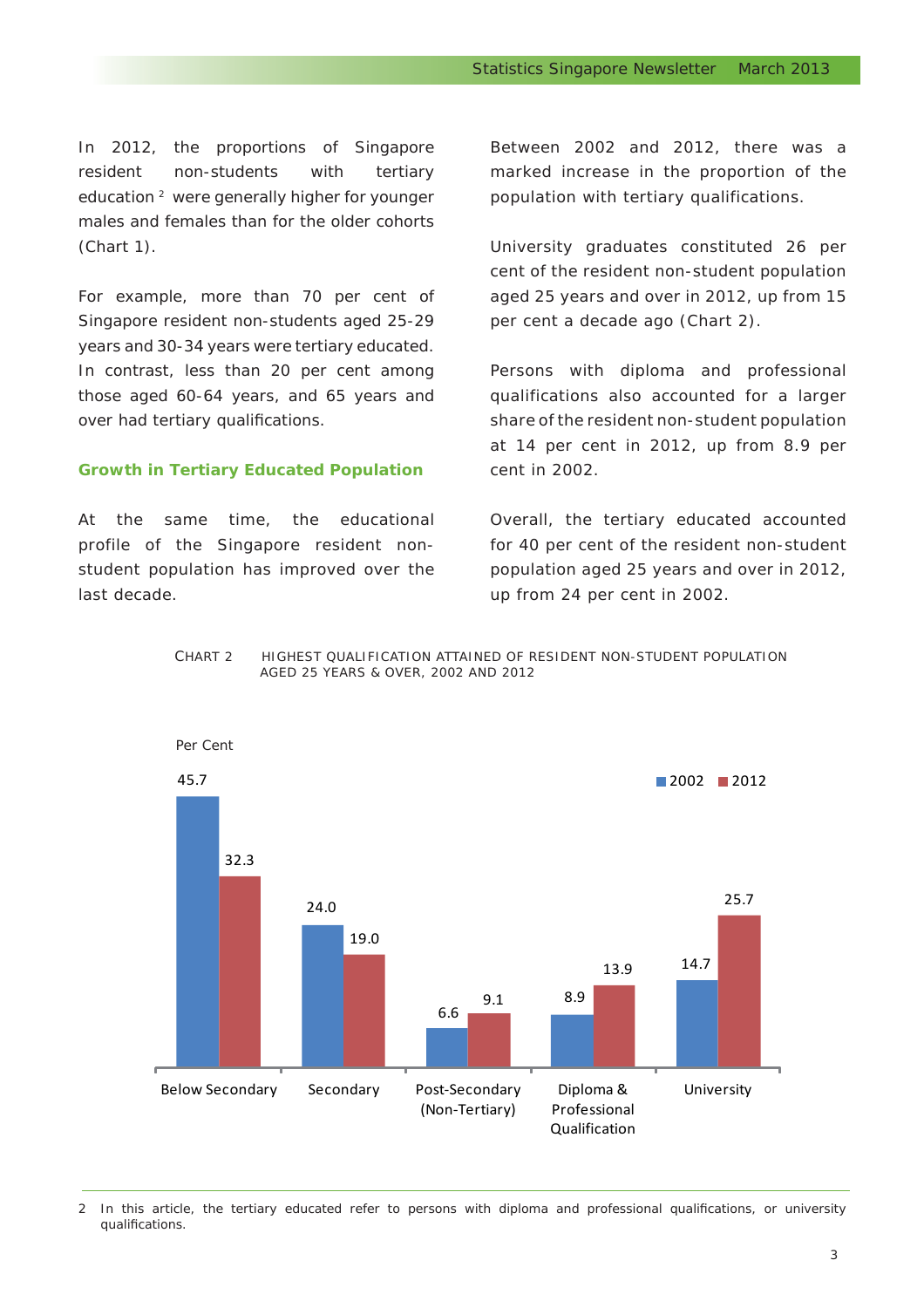In 2012, the proportions of Singapore resident non-students with tertiary education [2] were generally higher for younger males and females than for the older cohorts (Chart 1).

For example, more than 70 per cent of Singapore resident non-students aged 25-29 years and 30-34 years were tertiary educated. In contrast, less than 20 per cent among those aged 60-64 years, and 65 years and over had tertiary qualifications.

### Growth in Tertiary Educated Population

At the same time, the educational profile of the Singapore resident non-student population has improved over the last decade.

Between 2002 and 2012, there was a marked increase in the proportion of the population with tertiary qualifications.

University graduates constituted 26 per cent of the resident non-student population aged 25 years and over in 2012, up from 15 per cent a decade ago (Chart 2).

Persons with diploma and professional qualifications also accounted for a larger share of the resident non-student population at 14 per cent in 2012, up from 8.9 per cent in 2002.

Overall, the tertiary educated accounted for 40 per cent of the resident non-student population aged 25 years and over in 2012, up from 24 per cent in 2002.

CHART 2 HIGHEST QUALIFICATION ATTAINED OF RESIDENT NON-STUDENT POPULATION AGED 25 YEARS & OVER, 2002 AND 2012

Per Cent

| | 2002 | 2012 |
|---|---|---|
| Below Secondary | 45.7 | 32.3 |
| Secondary | 24.0 | 19.0 |
| Post-Secondary (Non-Tertiary) | 6.6 | 9.1 |
| Diploma & Professional Qualification | 8.9 | 13.9 |
| University | 14.7 | 25.7 |

---

2 In this article, the tertiary educated refer to persons with diploma and professional qualifications, or university qualifications.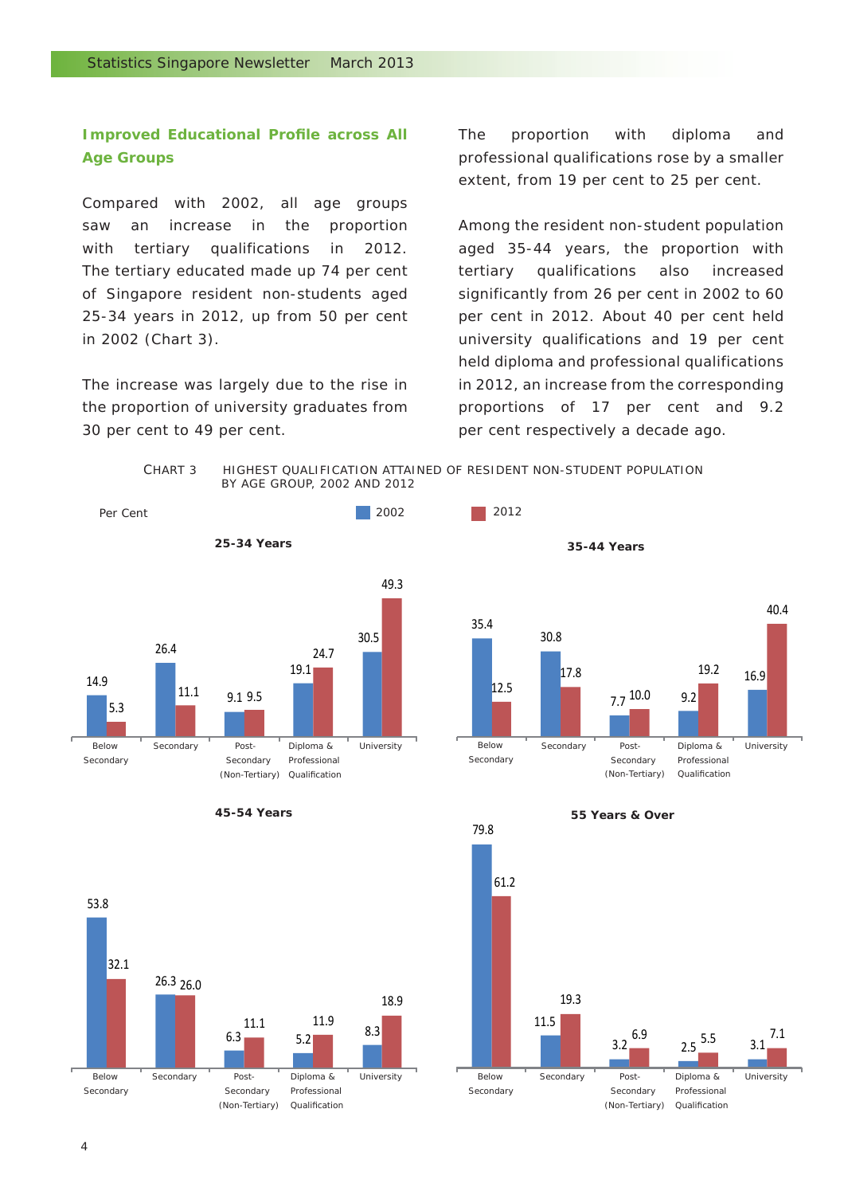### Improved Educational Profile across All Age Groups

Compared with 2002, all age groups saw an increase in the proportion with tertiary qualifications in 2012. The tertiary educated made up 74 per cent of Singapore resident non-students aged 25-34 years in 2012, up from 50 per cent in 2002 (Chart 3).

The increase was largely due to the rise in the proportion of university graduates from 30 per cent to 49 per cent.

The proportion with diploma and professional qualifications rose by a smaller extent, from 19 per cent to 25 per cent.

Among the resident non-student population aged 35-44 years, the proportion with tertiary qualifications also increased significantly from 26 per cent in 2002 to 60 per cent in 2012. About 40 per cent held university qualifications and 19 per cent held diploma and professional qualifications in 2012, an increase from the corresponding proportions of 17 per cent and 9.2 per cent respectively a decade ago.

CHART 3 HIGHEST QUALIFICATION ATTAINED OF RESIDENT NON-STUDENT POPULATION BY AGE GROUP, 2002 AND 2012

Per Cent

**25-34 Years**

| | 2002 | 2012 |
|---|---|---|
| Below Secondary | 14.9 | 5.3 |
| Secondary | 26.4 | 11.1 |
| Post-Secondary (Non-Tertiary) | 9.1 | 9.5 |
| Diploma & Professional Qualification | 19.1 | 24.7 |
| University | 30.5 | 49.3 |

**35-44 Years**

| | 2002 | 2012 |
|---|---|---|
| Below Secondary | 35.4 | 12.5 |
| Secondary | 30.8 | 17.8 |
| Post-Secondary (Non-Tertiary) | 7.7 | 10.0 |
| Diploma & Professional Qualification | 9.2 | 19.2 |
| University | 16.9 | 40.4 |

**45-54 Years**

| | 2002 | 2012 |
|---|---|---|
| Below Secondary | 53.8 | 32.1 |
| Secondary | 26.3 | 26.0 |
| Post-Secondary (Non-Tertiary) | 6.3 | 11.1 |
| Diploma & Professional Qualification | 5.2 | 11.9 |
| University | 8.3 | 18.9 |

**55 Years & Over**

| | 2002 | 2012 |
|---|---|---|
| Below Secondary | 79.8 | 61.2 |
| Secondary | 11.5 | 19.3 |
| Post-Secondary (Non-Tertiary) | 3.2 | 6.9 |
| Diploma & Professional Qualification | 2.5 | 5.5 |
| University | 3.1 | 7.1 |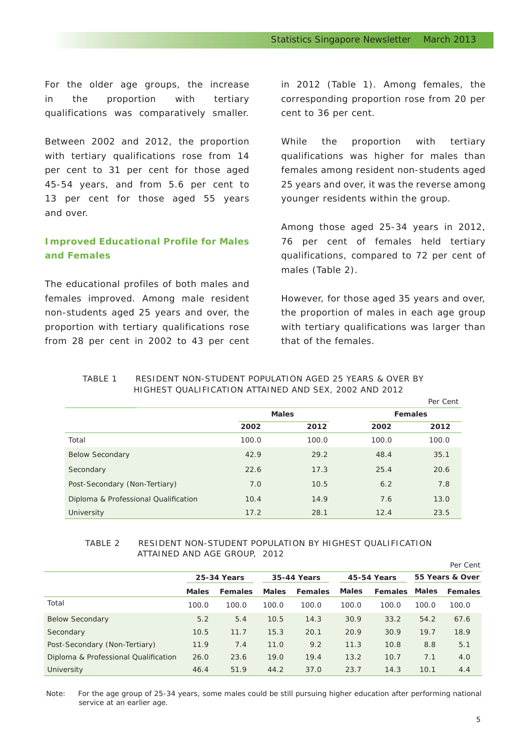For the older age groups, the increase in the proportion with tertiary qualifications was comparatively smaller.

Between 2002 and 2012, the proportion with tertiary qualifications rose from 14 per cent to 31 per cent for those aged 45-54 years, and from 5.6 per cent to 13 per cent for those aged 55 years and over.

### Improved Educational Profile for Males and Females

The educational profiles of both males and females improved. Among male resident non-students aged 25 years and over, the proportion with tertiary qualifications rose from 28 per cent in 2002 to 43 per cent in 2012 (Table 1). Among females, the corresponding proportion rose from 20 per cent to 36 per cent.

While the proportion with tertiary qualifications was higher for males than females among resident non-students aged 25 years and over, it was the reverse among younger residents within the group.

Among those aged 25-34 years in 2012, 76 per cent of females held tertiary qualifications, compared to 72 per cent of males (Table 2).

However, for those aged 35 years and over, the proportion of males in each age group with tertiary qualifications was larger than that of the females.

TABLE 1 RESIDENT NON-STUDENT POPULATION AGED 25 YEARS & OVER BY HIGHEST QUALIFICATION ATTAINED AND SEX, 2002 AND 2012

Per Cent

| | Males | | Females | |
|---|---|---|---|---|
| | **2002** | **2012** | **2002** | **2012** |
| Total | 100.0 | 100.0 | 100.0 | 100.0 |
| Below Secondary | 42.9 | 29.2 | 48.4 | 35.1 |
| Secondary | 22.6 | 17.3 | 25.4 | 20.6 |
| Post-Secondary (Non-Tertiary) | 7.0 | 10.5 | 6.2 | 7.8 |
| Diploma & Professional Qualification | 10.4 | 14.9 | 7.6 | 13.0 |
| University | 17.2 | 28.1 | 12.4 | 23.5 |

TABLE 2 RESIDENT NON-STUDENT POPULATION BY HIGHEST QUALIFICATION ATTAINED AND AGE GROUP, 2012

Per Cent

| | 25-34 Years | | 35-44 Years | | 45-54 Years | | 55 Years & Over | |
|---|---|---|---|---|---|---|---|---|
| | **Males** | **Females** | **Males** | **Females** | **Males** | **Females** | **Males** | **Females** |
| Total | 100.0 | 100.0 | 100.0 | 100.0 | 100.0 | 100.0 | 100.0 | 100.0 |
| Below Secondary | 5.2 | 5.4 | 10.5 | 14.3 | 30.9 | 33.2 | 54.2 | 67.6 |
| Secondary | 10.5 | 11.7 | 15.3 | 20.1 | 20.9 | 30.9 | 19.7 | 18.9 |
| Post-Secondary (Non-Tertiary) | 11.9 | 7.4 | 11.0 | 9.2 | 11.3 | 10.8 | 8.8 | 5.1 |
| Diploma & Professional Qualification | 26.0 | 23.6 | 19.0 | 19.4 | 13.2 | 10.7 | 7.1 | 4.0 |
| University | 46.4 | 51.9 | 44.2 | 37.0 | 23.7 | 14.3 | 10.1 | 4.4 |

Note: For the age group of 25-34 years, some males could be still pursuing higher education after performing national service at an earlier age.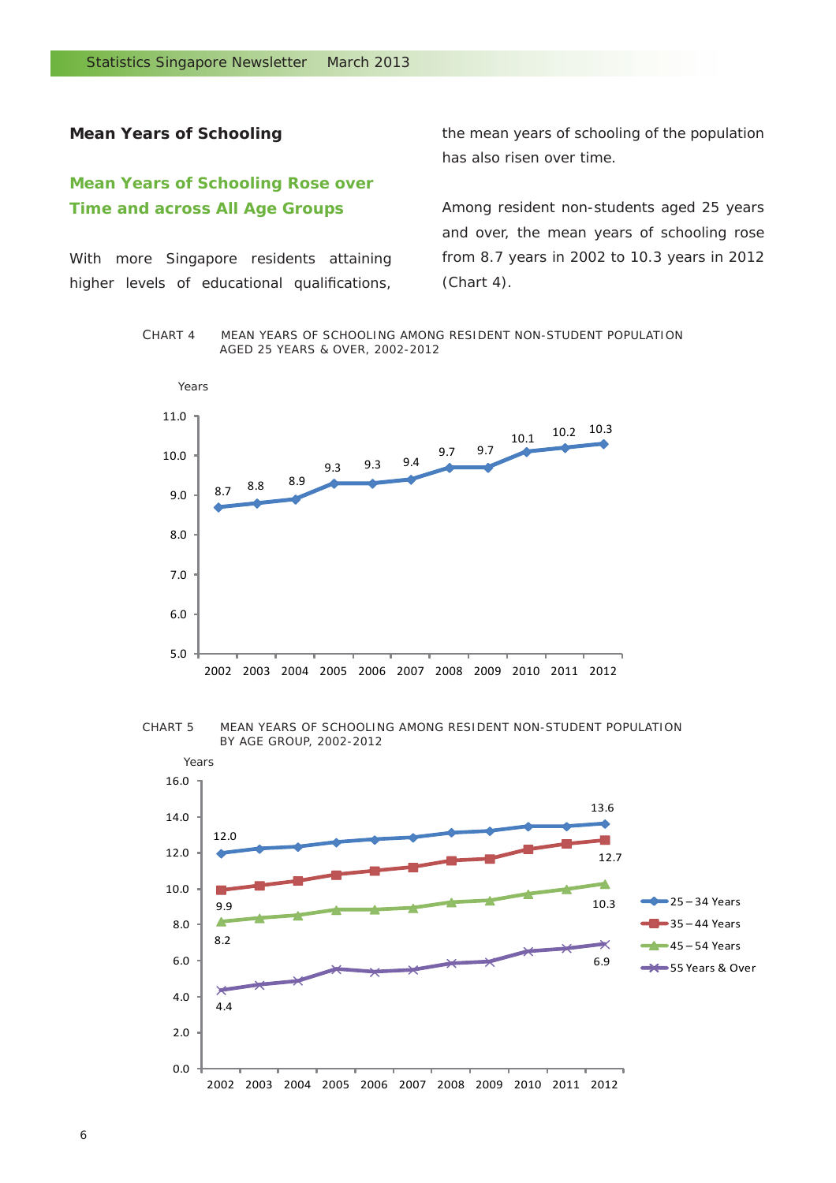## Mean Years of Schooling

### Mean Years of Schooling Rose over Time and across All Age Groups

With more Singapore residents attaining higher levels of educational qualifications, the mean years of schooling of the population has also risen over time.

Among resident non-students aged 25 years and over, the mean years of schooling rose from 8.7 years in 2002 to 10.3 years in 2012 (Chart 4).

CHART 4 MEAN YEARS OF SCHOOLING AMONG RESIDENT NON-STUDENT POPULATION AGED 25 YEARS & OVER, 2002-2012

| Year | 2002 | 2003 | 2004 | 2005 | 2006 | 2007 | 2008 | 2009 | 2010 | 2011 | 2012 |
|---|---|---|---|---|---|---|---|---|---|---|---|
| Years | 8.7 | 8.8 | 8.9 | 9.3 | 9.3 | 9.4 | 9.7 | 9.7 | 10.1 | 10.2 | 10.3 |

CHART 5 MEAN YEARS OF SCHOOLING AMONG RESIDENT NON-STUDENT POPULATION BY AGE GROUP, 2002-2012

| Age Group | 2002 | 2012 |
|---|---|---|
| 25 – 34 Years | 12.0 | 13.6 |
| 35 – 44 Years | 9.9 | 12.7 |
| 45 – 54 Years | 8.2 | 10.3 |
| 55 Years & Over | 4.4 | 6.9 |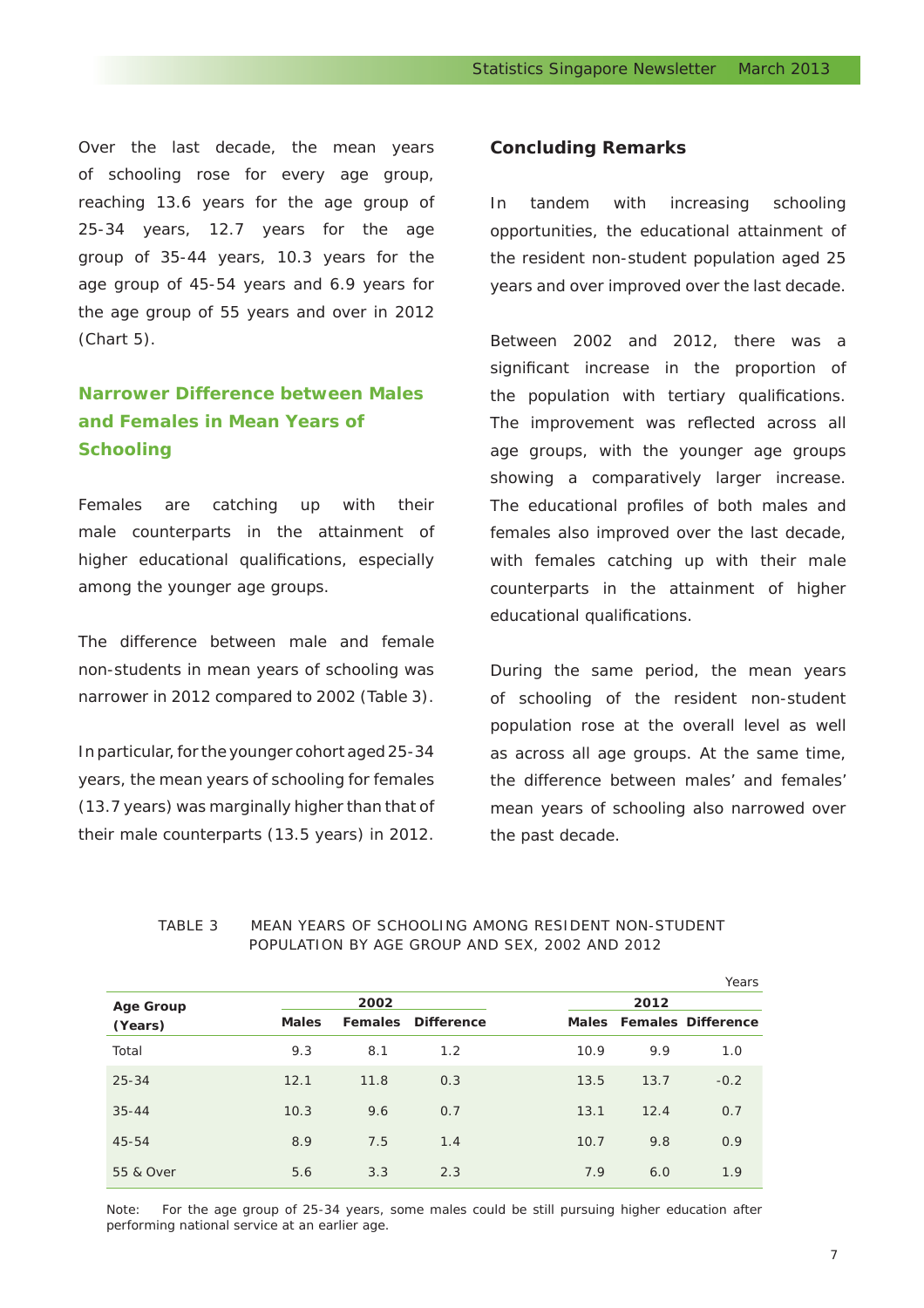Over the last decade, the mean years of schooling rose for every age group, reaching 13.6 years for the age group of 25-34 years, 12.7 years for the age group of 35-44 years, 10.3 years for the age group of 45-54 years and 6.9 years for the age group of 55 years and over in 2012 (Chart 5).

## Narrower Difference between Males and Females in Mean Years of Schooling

Females are catching up with their male counterparts in the attainment of higher educational qualifications, especially among the younger age groups.

The difference between male and female non-students in mean years of schooling was narrower in 2012 compared to 2002 (Table 3).

In particular, for the younger cohort aged 25-34 years, the mean years of schooling for females (13.7 years) was marginally higher than that of their male counterparts (13.5 years) in 2012.

## Concluding Remarks

In tandem with increasing schooling opportunities, the educational attainment of the resident non-student population aged 25 years and over improved over the last decade.

Between 2002 and 2012, there was a significant increase in the proportion of the population with tertiary qualifications. The improvement was reflected across all age groups, with the younger age groups showing a comparatively larger increase. The educational profiles of both males and females also improved over the last decade, with females catching up with their male counterparts in the attainment of higher educational qualifications.

During the same period, the mean years of schooling of the resident non-student population rose at the overall level as well as across all age groups. At the same time, the difference between males' and females' mean years of schooling also narrowed over the past decade.

TABLE 3 MEAN YEARS OF SCHOOLING AMONG RESIDENT NON-STUDENT POPULATION BY AGE GROUP AND SEX, 2002 AND 2012

Years

| Age Group (Years) | 2002 | | | 2012 | | |
|---|---|---|---|---|---|---|
| | Males | Females | Difference | Males | Females | Difference |
| Total | 9.3 | 8.1 | 1.2 | 10.9 | 9.9 | 1.0 |
| 25-34 | 12.1 | 11.8 | 0.3 | 13.5 | 13.7 | -0.2 |
| 35-44 | 10.3 | 9.6 | 0.7 | 13.1 | 12.4 | 0.7 |
| 45-54 | 8.9 | 7.5 | 1.4 | 10.7 | 9.8 | 0.9 |
| 55 & Over | 5.6 | 3.3 | 2.3 | 7.9 | 6.0 | 1.9 |

Note: For the age group of 25-34 years, some males could be still pursuing higher education after performing national service at an earlier age.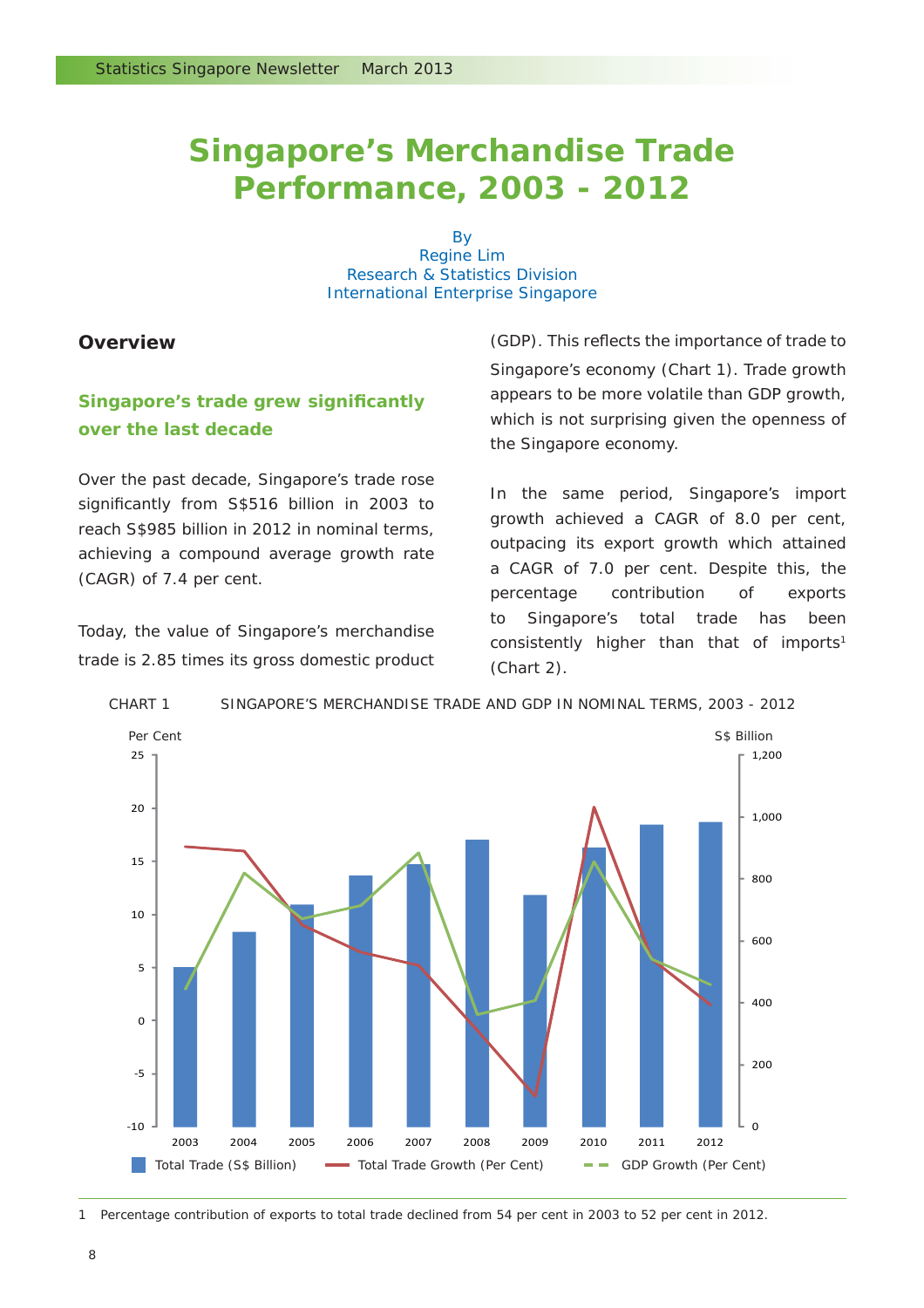# Singapore's Merchandise Trade Performance, 2003 - 2012

By
Regine Lim
Research & Statistics Division
International Enterprise Singapore

## Overview

### Singapore's trade grew significantly over the last decade

Over the past decade, Singapore's trade rose significantly from S$516 billion in 2003 to reach S$985 billion in 2012 in nominal terms, achieving a compound average growth rate (CAGR) of 7.4 per cent.

Today, the value of Singapore's merchandise trade is 2.85 times its gross domestic product (GDP). This reflects the importance of trade to Singapore's economy (Chart 1). Trade growth appears to be more volatile than GDP growth, which is not surprising given the openness of the Singapore economy.

In the same period, Singapore's import growth achieved a CAGR of 8.0 per cent, outpacing its export growth which attained a CAGR of 7.0 per cent. Despite this, the percentage contribution of exports to Singapore's total trade has been consistently higher than that of imports[1] (Chart 2).

CHART 1 SINGAPORE'S MERCHANDISE TRADE AND GDP IN NOMINAL TERMS, 2003 - 2012

Per Cent | S$ Billion

Total Trade (S$ Billion) | Total Trade Growth (Per Cent) | GDP Growth (Per Cent)

1 Percentage contribution of exports to total trade declined from 54 per cent in 2003 to 52 per cent in 2012.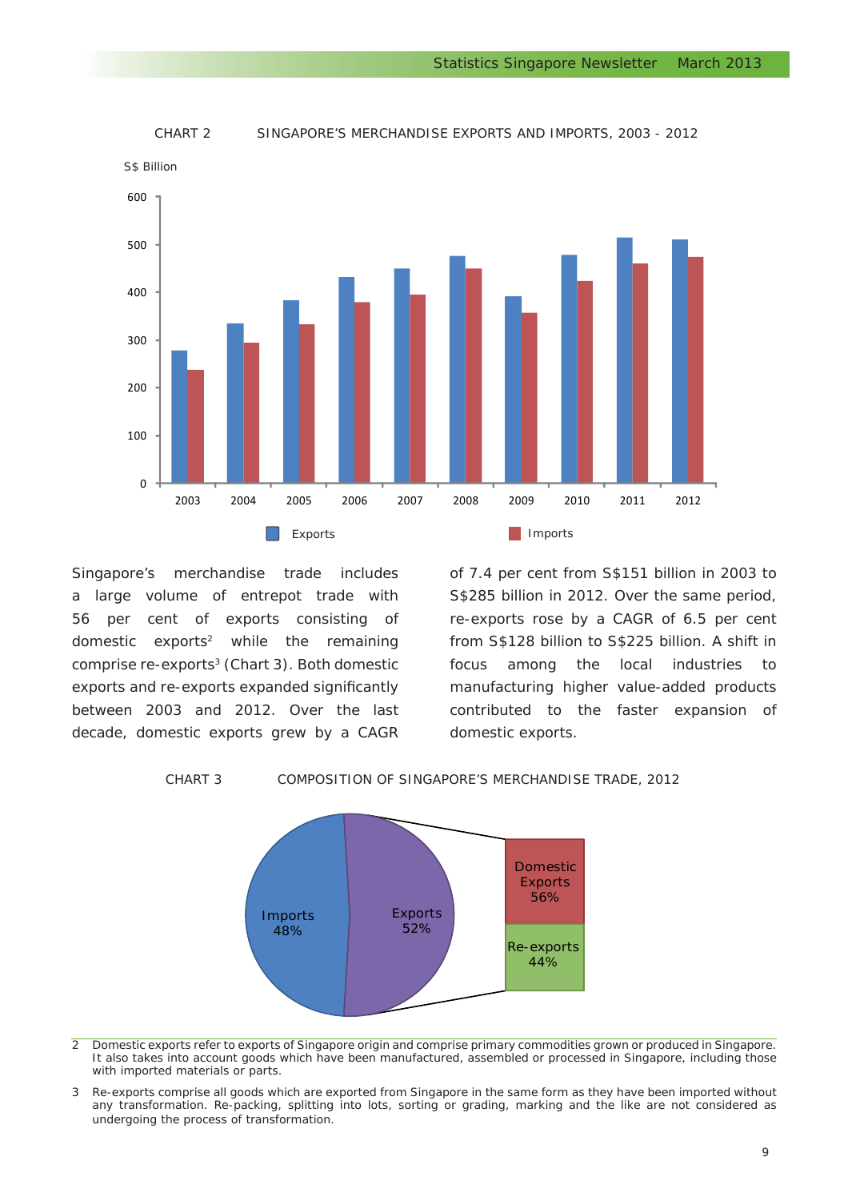CHART 2 SINGAPORE'S MERCHANDISE EXPORTS AND IMPORTS, 2003 - 2012

Singapore's merchandise trade includes a large volume of entrepot trade with 56 per cent of exports consisting of domestic exports[2] while the remaining comprise re-exports[3] (Chart 3). Both domestic exports and re-exports expanded significantly between 2003 and 2012. Over the last decade, domestic exports grew by a CAGR of 7.4 per cent from S$151 billion in 2003 to S$285 billion in 2012. Over the same period, re-exports rose by a CAGR of 6.5 per cent from S$128 billion to S$225 billion. A shift in focus among the local industries to manufacturing higher value-added products contributed to the faster expansion of domestic exports.

CHART 3 COMPOSITION OF SINGAPORE'S MERCHANDISE TRADE, 2012

---

2 Domestic exports refer to exports of Singapore origin and comprise primary commodities grown or produced in Singapore. It also takes into account goods which have been manufactured, assembled or processed in Singapore, including those with imported materials or parts.

3 Re-exports comprise all goods which are exported from Singapore in the same form as they have been imported without any transformation. Re-packing, splitting into lots, sorting or grading, marking and the like are not considered as undergoing the process of transformation.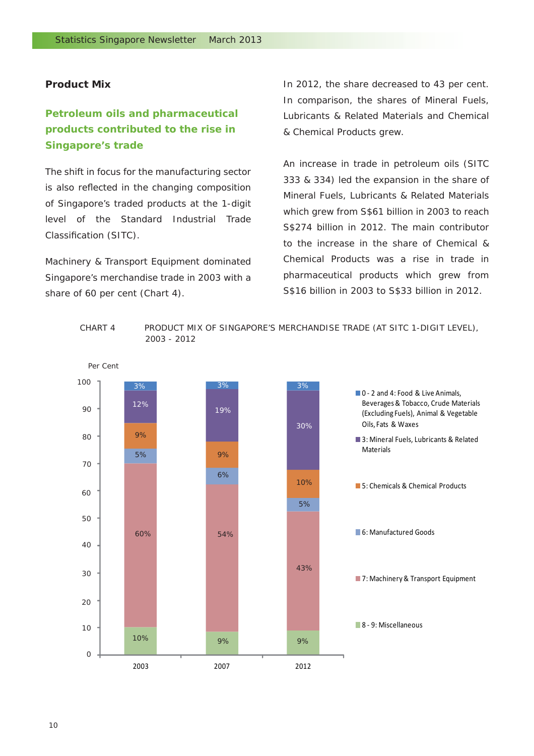## Product Mix

### Petroleum oils and pharmaceutical products contributed to the rise in Singapore's trade

The shift in focus for the manufacturing sector is also reflected in the changing composition of Singapore's traded products at the 1-digit level of the Standard Industrial Trade Classification (SITC).

Machinery & Transport Equipment dominated Singapore's merchandise trade in 2003 with a share of 60 per cent (Chart 4). In 2012, the share decreased to 43 per cent. In comparison, the shares of Mineral Fuels, Lubricants & Related Materials and Chemical & Chemical Products grew.

An increase in trade in petroleum oils (SITC 333 & 334) led the expansion in the share of Mineral Fuels, Lubricants & Related Materials which grew from S$61 billion in 2003 to reach S$274 billion in 2012. The main contributor to the increase in the share of Chemical & Chemical Products was a rise in trade in pharmaceutical products which grew from S$16 billion in 2003 to S$33 billion in 2012.

CHART 4 PRODUCT MIX OF SINGAPORE'S MERCHANDISE TRADE (AT SITC 1-DIGIT LEVEL), 2003 - 2012

Per Cent

| | 2003 | 2007 | 2012 |
|---|---|---|---|
| 0 - 2 and 4: Food & Live Animals, Beverages & Tobacco, Crude Materials (Excluding Fuels), Animal & Vegetable Oils, Fats & Waxes | 3% | 3% | 3% |
| 3: Mineral Fuels, Lubricants & Related Materials | 12% | 19% | 30% |
| 5: Chemicals & Chemical Products | 9% | 9% | 10% |
| 6: Manufactured Goods | 5% | 6% | 5% |
| 7: Machinery & Transport Equipment | 60% | 54% | 43% |
| 8 - 9: Miscellaneous | 10% | 9% | 9% |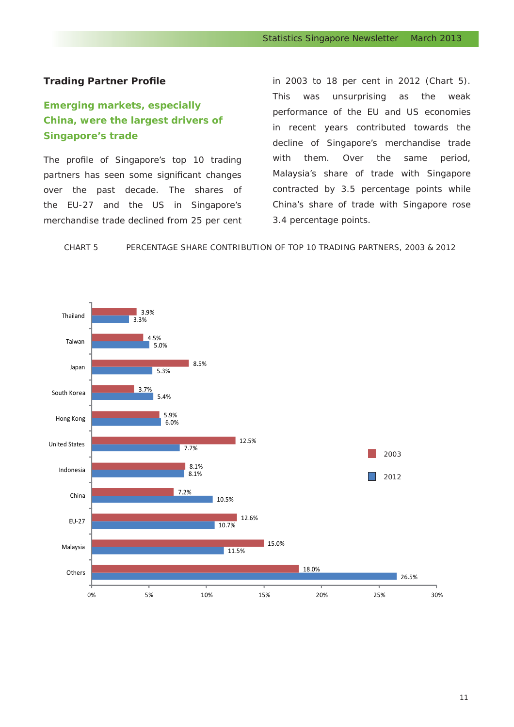## Trading Partner Profile

### Emerging markets, especially China, were the largest drivers of Singapore's trade

The profile of Singapore's top 10 trading partners has seen some significant changes over the past decade. The shares of the EU-27 and the US in Singapore's merchandise trade declined from 25 per cent in 2003 to 18 per cent in 2012 (Chart 5). This was unsurprising as the weak performance of the EU and US economies in recent years contributed towards the decline of Singapore's merchandise trade with them. Over the same period, Malaysia's share of trade with Singapore contracted by 3.5 percentage points while China's share of trade with Singapore rose 3.4 percentage points.

CHART 5 PERCENTAGE SHARE CONTRIBUTION OF TOP 10 TRADING PARTNERS, 2003 & 2012

| | 2003 | 2012 |
|---|---|---|
| Thailand | 3.9% | 3.3% |
| Taiwan | 4.5% | 5.0% |
| Japan | 8.5% | 5.3% |
| South Korea | 3.7% | 5.4% |
| Hong Kong | 5.9% | 6.0% |
| United States | 12.5% | 7.7% |
| Indonesia | 8.1% | 8.1% |
| China | 7.2% | 10.5% |
| EU-27 | 12.6% | 10.7% |
| Malaysia | 15.0% | 11.5% |
| Others | 18.0% | 26.5% |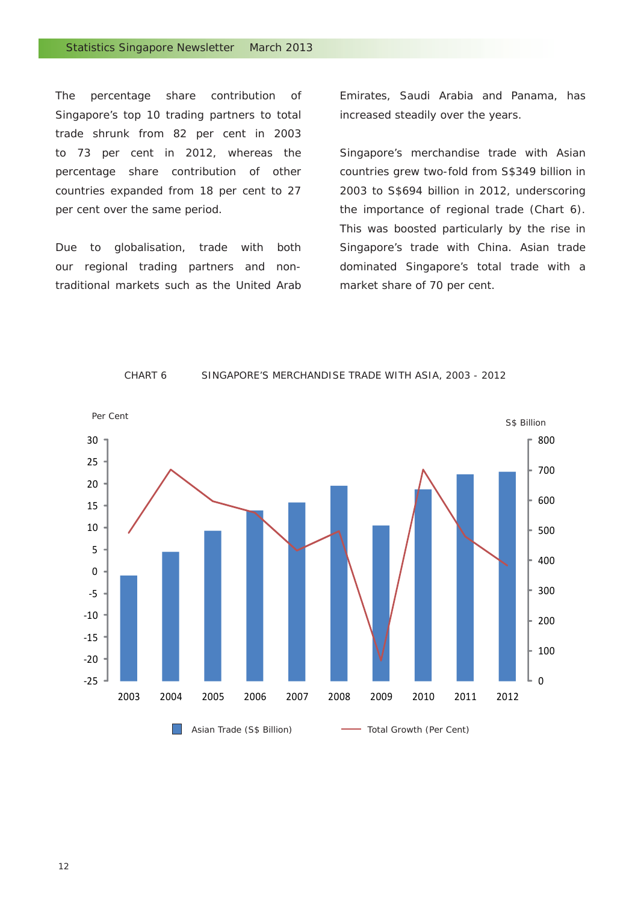The percentage share contribution of Singapore's top 10 trading partners to total trade shrunk from 82 per cent in 2003 to 73 per cent in 2012, whereas the percentage share contribution of other countries expanded from 18 per cent to 27 per cent over the same period.

Due to globalisation, trade with both our regional trading partners and non-traditional markets such as the United Arab Emirates, Saudi Arabia and Panama, has increased steadily over the years.

Singapore's merchandise trade with Asian countries grew two-fold from S$349 billion in 2003 to S$694 billion in 2012, underscoring the importance of regional trade (Chart 6). This was boosted particularly by the rise in Singapore's trade with China. Asian trade dominated Singapore's total trade with a market share of 70 per cent.

CHART 6 SINGAPORE'S MERCHANDISE TRADE WITH ASIA, 2003 - 2012

Per Cent | S$ Billion

Asian Trade (S$ Billion) — Total Growth (Per Cent)

2003 2004 2005 2006 2007 2008 2009 2010 2011 2012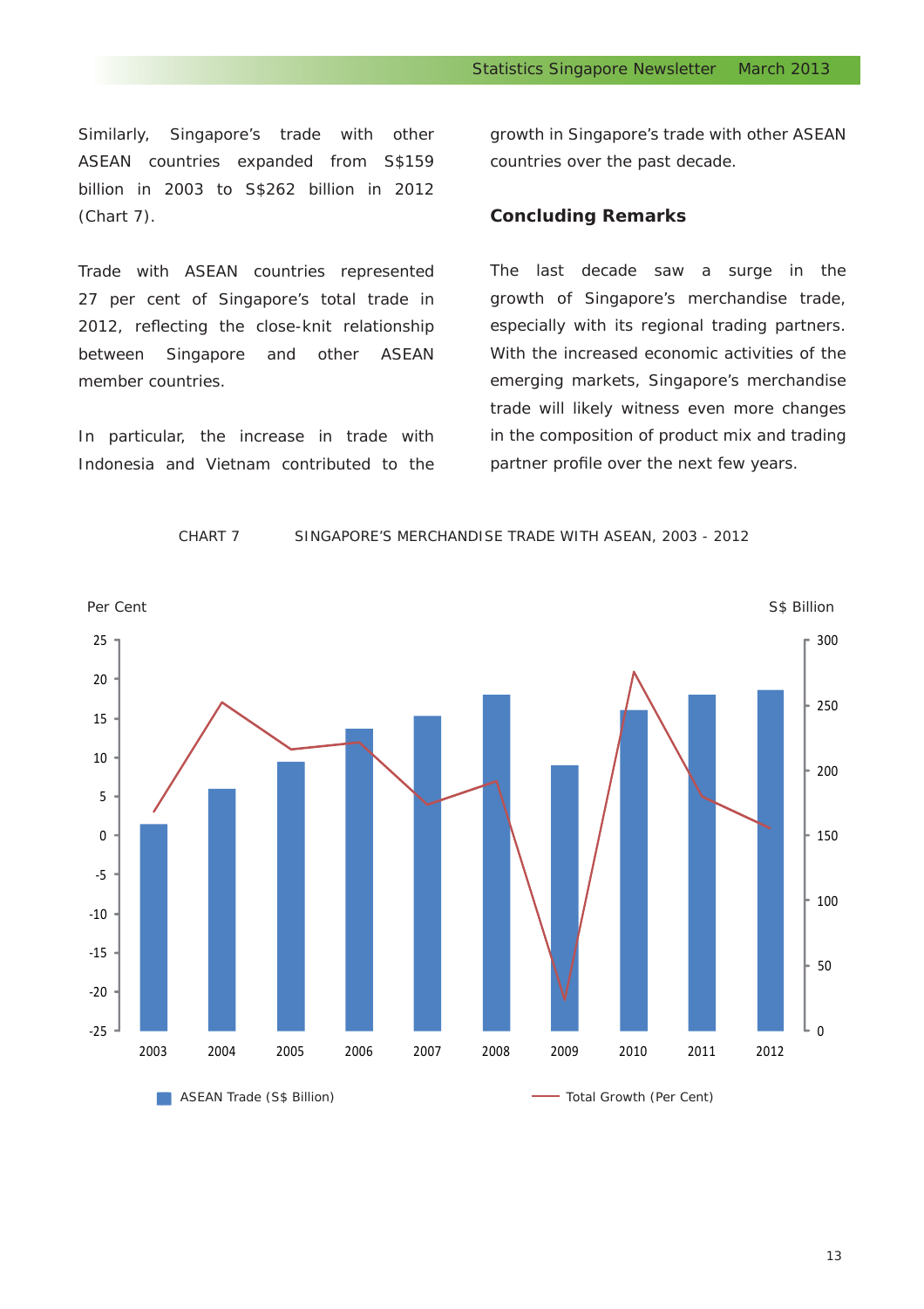Similarly, Singapore's trade with other ASEAN countries expanded from S$159 billion in 2003 to S$262 billion in 2012 (Chart 7).

Trade with ASEAN countries represented 27 per cent of Singapore's total trade in 2012, reflecting the close-knit relationship between Singapore and other ASEAN member countries.

In particular, the increase in trade with Indonesia and Vietnam contributed to the growth in Singapore's trade with other ASEAN countries over the past decade.

## Concluding Remarks

The last decade saw a surge in the growth of Singapore's merchandise trade, especially with its regional trading partners. With the increased economic activities of the emerging markets, Singapore's merchandise trade will likely witness even more changes in the composition of product mix and trading partner profile over the next few years.

CHART 7 SINGAPORE'S MERCHANDISE TRADE WITH ASEAN, 2003 - 2012

Per Cent | S$ Billion

2003 2004 2005 2006 2007 2008 2009 2010 2011 2012

ASEAN Trade (S$ Billion) — Total Growth (Per Cent)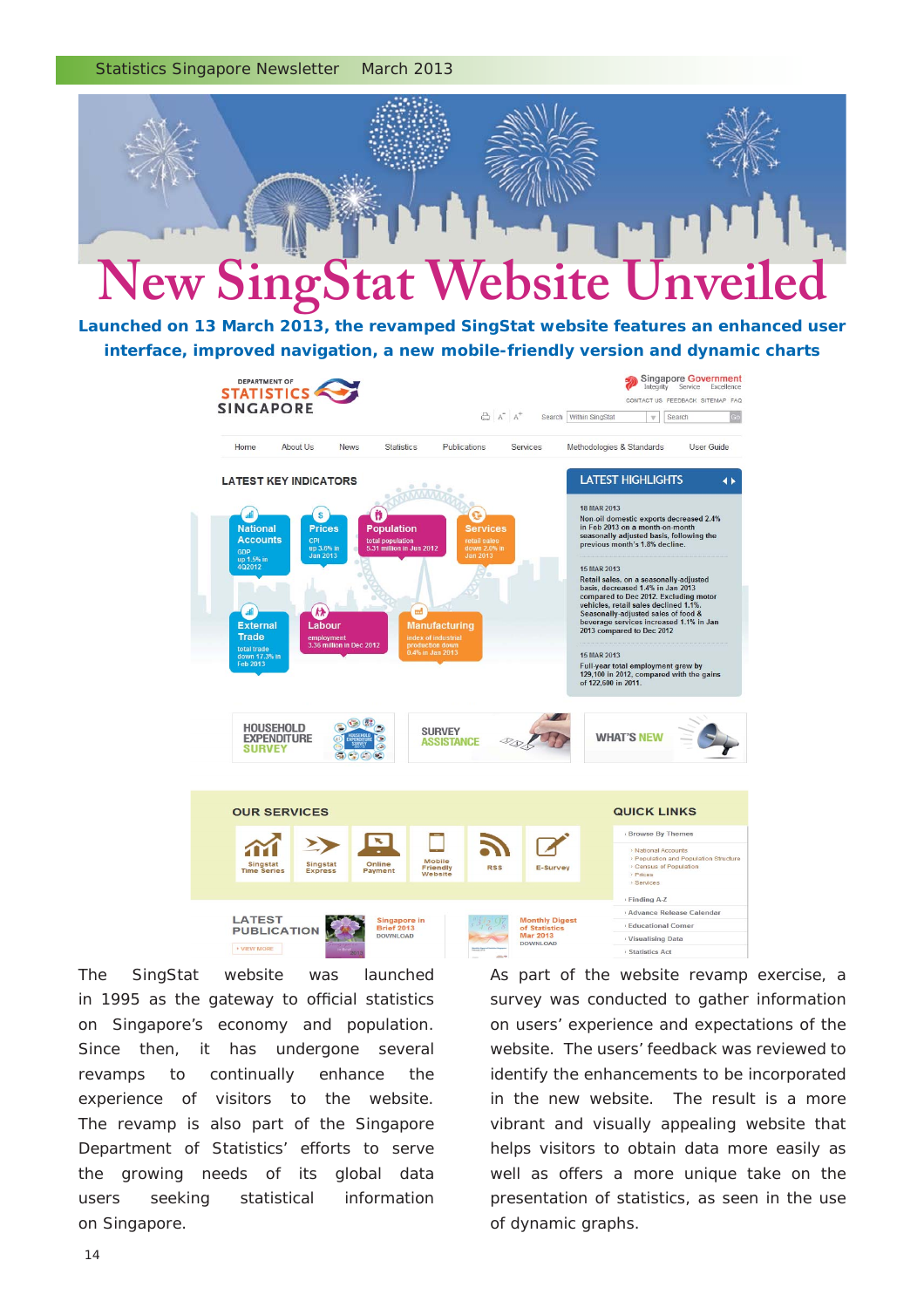# New SingStat Website Unveiled

**Launched on 13 March 2013, the revamped SingStat website features an enhanced user interface, improved navigation, a new mobile-friendly version and dynamic charts**

The SingStat website was launched in 1995 as the gateway to official statistics on Singapore's economy and population. Since then, it has undergone several revamps to continually enhance the experience of visitors to the website. The revamp is also part of the Singapore Department of Statistics' efforts to serve the growing needs of its global data users seeking statistical information on Singapore.

As part of the website revamp exercise, a survey was conducted to gather information on users' experience and expectations of the website. The users' feedback was reviewed to identify the enhancements to be incorporated in the new website. The result is a more vibrant and visually appealing website that helps visitors to obtain data more easily as well as offers a more unique take on the presentation of statistics, as seen in the use of dynamic graphs.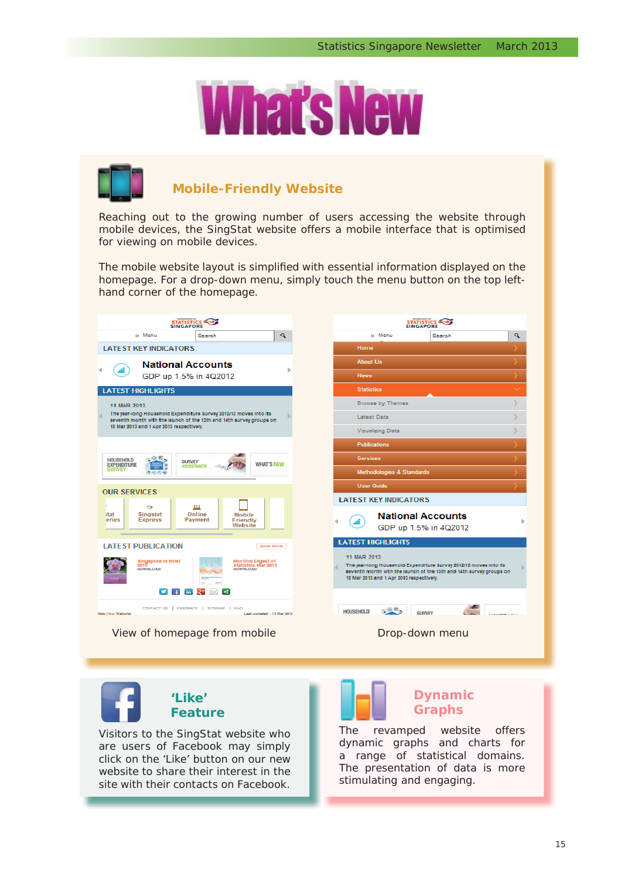# What's New

## Mobile-Friendly Website

Reaching out to the growing number of users accessing the website through mobile devices, the SingStat website offers a mobile interface that is optimised for viewing on mobile devices.

The mobile website layout is simplified with essential information displayed on the homepage. For a drop-down menu, simply touch the menu button on the top left-hand corner of the homepage.

View of homepage from mobile

Drop-down menu

## 'Like' Feature

Visitors to the SingStat website who are users of Facebook may simply click on the 'Like' button on our new website to share their interest in the site with their contacts on Facebook.

## Dynamic Graphs

The revamped website offers dynamic graphs and charts for a range of statistical domains. The presentation of data is more stimulating and engaging.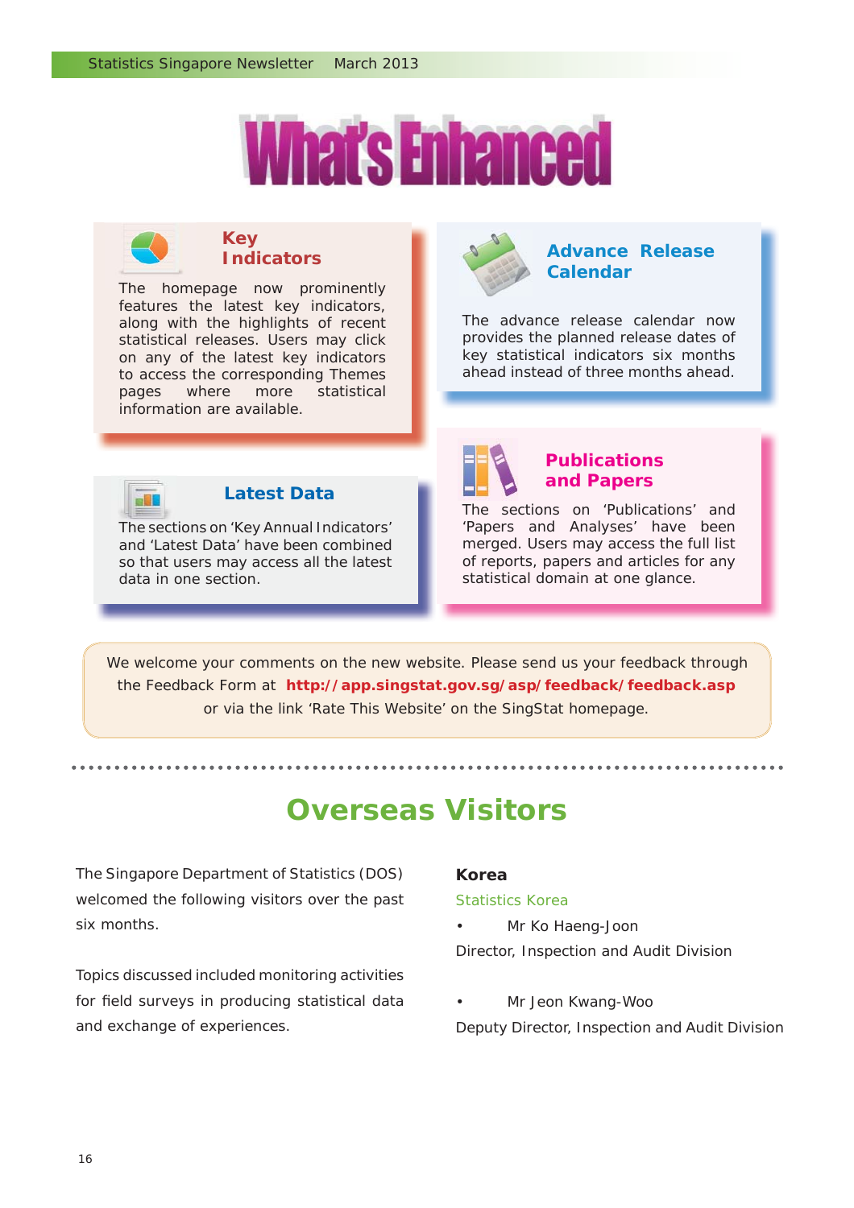# What's Enhanced

### Key Indicators

The homepage now prominently features the latest key indicators, along with the highlights of recent statistical releases. Users may click on any of the latest key indicators to access the corresponding Themes pages where more statistical information are available.

### Advance Release Calendar

The advance release calendar now provides the planned release dates of key statistical indicators six months ahead instead of three months ahead.

### Latest Data

The sections on 'Key Annual Indicators' and 'Latest Data' have been combined so that users may access all the latest data in one section.

### Publications and Papers

The sections on 'Publications' and 'Papers and Analyses' have been merged. Users may access the full list of reports, papers and articles for any statistical domain at one glance.

We welcome your comments on the new website. Please send us your feedback through the Feedback Form at **http://app.singstat.gov.sg/asp/feedback/feedback.asp** or via the link 'Rate This Website' on the SingStat homepage.

# Overseas Visitors

The Singapore Department of Statistics (DOS) welcomed the following visitors over the past six months.

Topics discussed included monitoring activities for field surveys in producing statistical data and exchange of experiences.

**Korea**

Statistics Korea

- Mr Ko Haeng-Joon

Director, Inspection and Audit Division

- Mr Jeon Kwang-Woo

Deputy Director, Inspection and Audit Division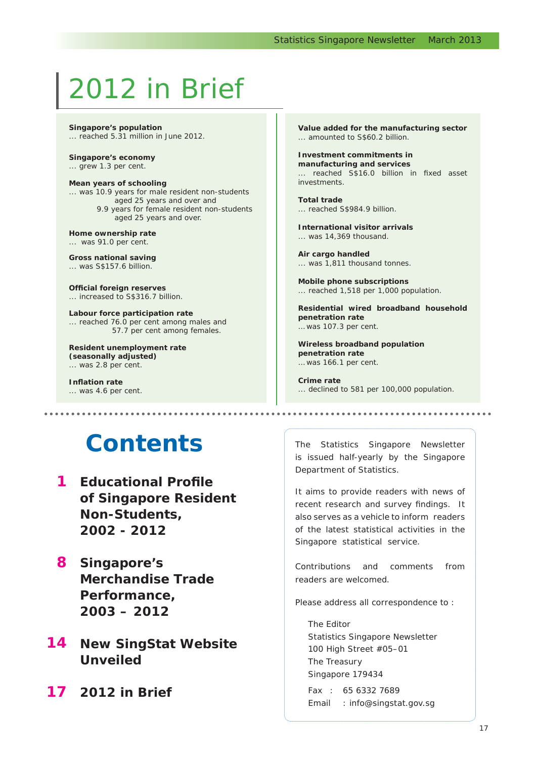# 2012 in Brief

**Singapore's population**
... reached 5.31 million in June 2012.

**Singapore's economy**
... grew 1.3 per cent.

**Mean years of schooling**
... was 10.9 years for male resident non-students aged 25 years and over and
9.9 years for female resident non-students aged 25 years and over.

**Home ownership rate**
... was 91.0 per cent.

**Gross national saving**
... was S$157.6 billion.

**Official foreign reserves**
... increased to S$316.7 billion.

**Labour force participation rate**
... reached 76.0 per cent among males and
57.7 per cent among females.

**Resident unemployment rate (seasonally adjusted)**
... was 2.8 per cent.

**Inflation rate**
... was 4.6 per cent.

**Value added for the manufacturing sector**
... amounted to S$60.2 billion.

**Investment commitments in manufacturing and services**
... reached S$16.0 billion in fixed asset investments.

**Total trade**
... reached S$984.9 billion.

**International visitor arrivals**
... was 14,369 thousand.

**Air cargo handled**
... was 1,811 thousand tonnes.

**Mobile phone subscriptions**
... reached 1,518 per 1,000 population.

**Residential wired broadband household penetration rate**
... was 107.3 per cent.

**Wireless broadband population penetration rate**
... was 166.1 per cent.

**Crime rate**
... declined to 581 per 100,000 population.

## Contents

**1** **Educational Profile of Singapore Resident Non-Students, 2002 - 2012**

**8** **Singapore's Merchandise Trade Performance, 2003 – 2012**

**14** **New SingStat Website Unveiled**

**17** **2012 in Brief**

The Statistics Singapore Newsletter is issued half-yearly by the Singapore Department of Statistics.

It aims to provide readers with news of recent research and survey findings. It also serves as a vehicle to inform readers of the latest statistical activities in the Singapore statistical service.

Contributions and comments from readers are welcomed.

Please address all correspondence to :

The Editor
Statistics Singapore Newsletter
100 High Street #05–01
The Treasury
Singapore 179434

Fax : 65 6332 7689
Email : info@singstat.gov.sg